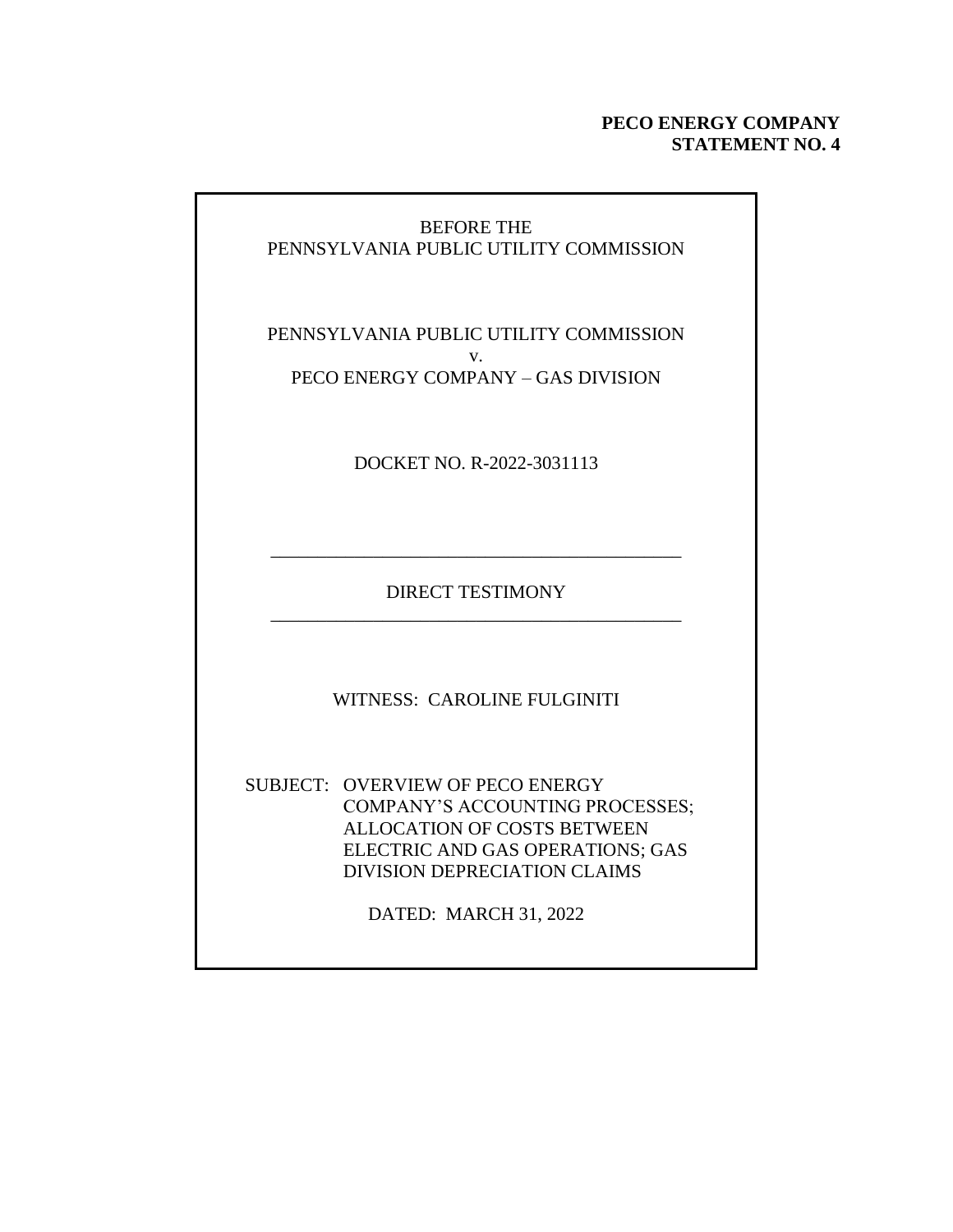**PECO ENERGY COMPANY**
**STATEMENT NO. 4**

BEFORE THE
PENNSYLVANIA PUBLIC UTILITY COMMISSION

PENNSYLVANIA PUBLIC UTILITY COMMISSION
v.
PECO ENERGY COMPANY – GAS DIVISION

DOCKET NO. R-2022-3031113

---

DIRECT TESTIMONY

---

WITNESS: CAROLINE FULGINITI

SUBJECT: OVERVIEW OF PECO ENERGY COMPANY'S ACCOUNTING PROCESSES; ALLOCATION OF COSTS BETWEEN ELECTRIC AND GAS OPERATIONS; GAS DIVISION DEPRECIATION CLAIMS

DATED: MARCH 31, 2022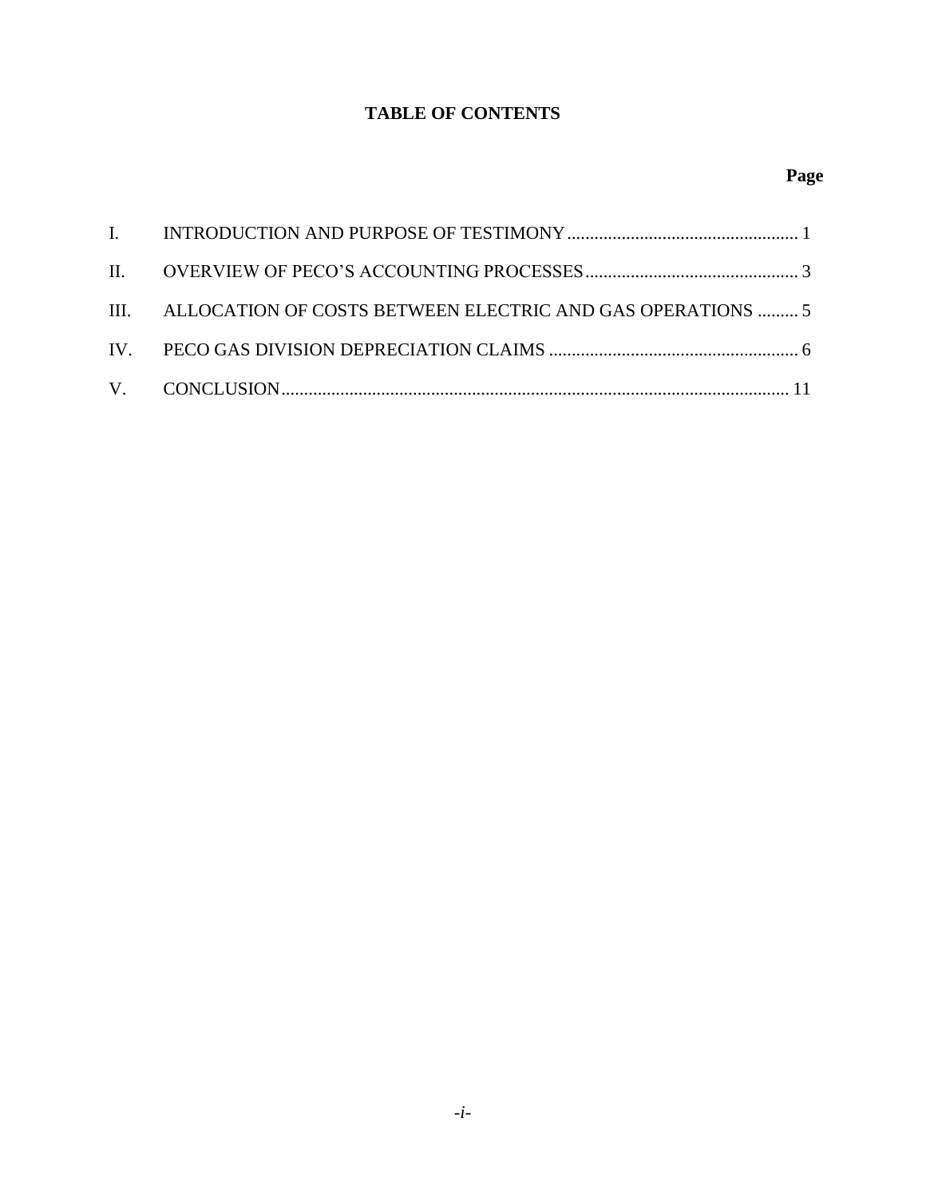# TABLE OF CONTENTS

| | | Page |
|---|---|---|
| I. | INTRODUCTION AND PURPOSE OF TESTIMONY | 1 |
| II. | OVERVIEW OF PECO'S ACCOUNTING PROCESSES | 3 |
| III. | ALLOCATION OF COSTS BETWEEN ELECTRIC AND GAS OPERATIONS | 5 |
| IV. | PECO GAS DIVISION DEPRECIATION CLAIMS | 6 |
| V. | CONCLUSION | 11 |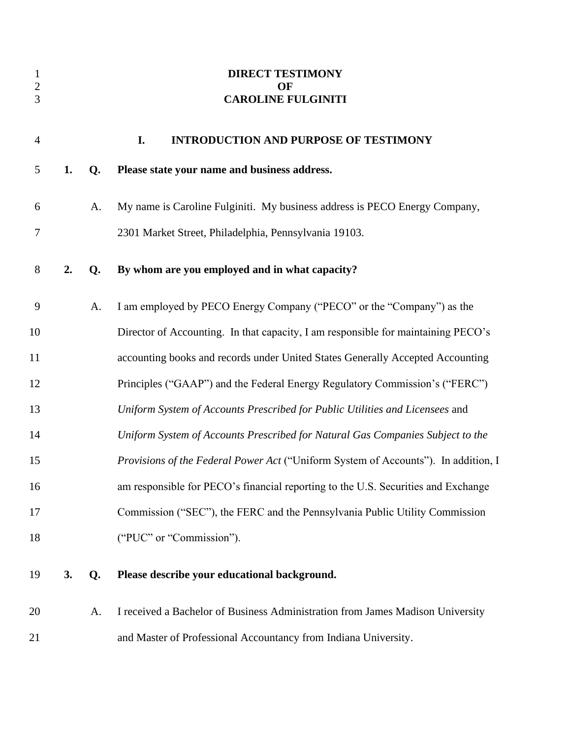# DIRECT TESTIMONY
# OF
# CAROLINE FULGINITI

## I. INTRODUCTION AND PURPOSE OF TESTIMONY

**1. Q. Please state your name and business address.**

A. My name is Caroline Fulginiti. My business address is PECO Energy Company, 2301 Market Street, Philadelphia, Pennsylvania 19103.

**2. Q. By whom are you employed and in what capacity?**

A. I am employed by PECO Energy Company ("PECO" or the "Company") as the Director of Accounting. In that capacity, I am responsible for maintaining PECO's accounting books and records under United States Generally Accepted Accounting Principles ("GAAP") and the Federal Energy Regulatory Commission's ("FERC") *Uniform System of Accounts Prescribed for Public Utilities and Licensees* and *Uniform System of Accounts Prescribed for Natural Gas Companies Subject to the Provisions of the Federal Power Act* ("Uniform System of Accounts"). In addition, I am responsible for PECO's financial reporting to the U.S. Securities and Exchange Commission ("SEC"), the FERC and the Pennsylvania Public Utility Commission ("PUC" or "Commission").

**3. Q. Please describe your educational background.**

A. I received a Bachelor of Business Administration from James Madison University and Master of Professional Accountancy from Indiana University.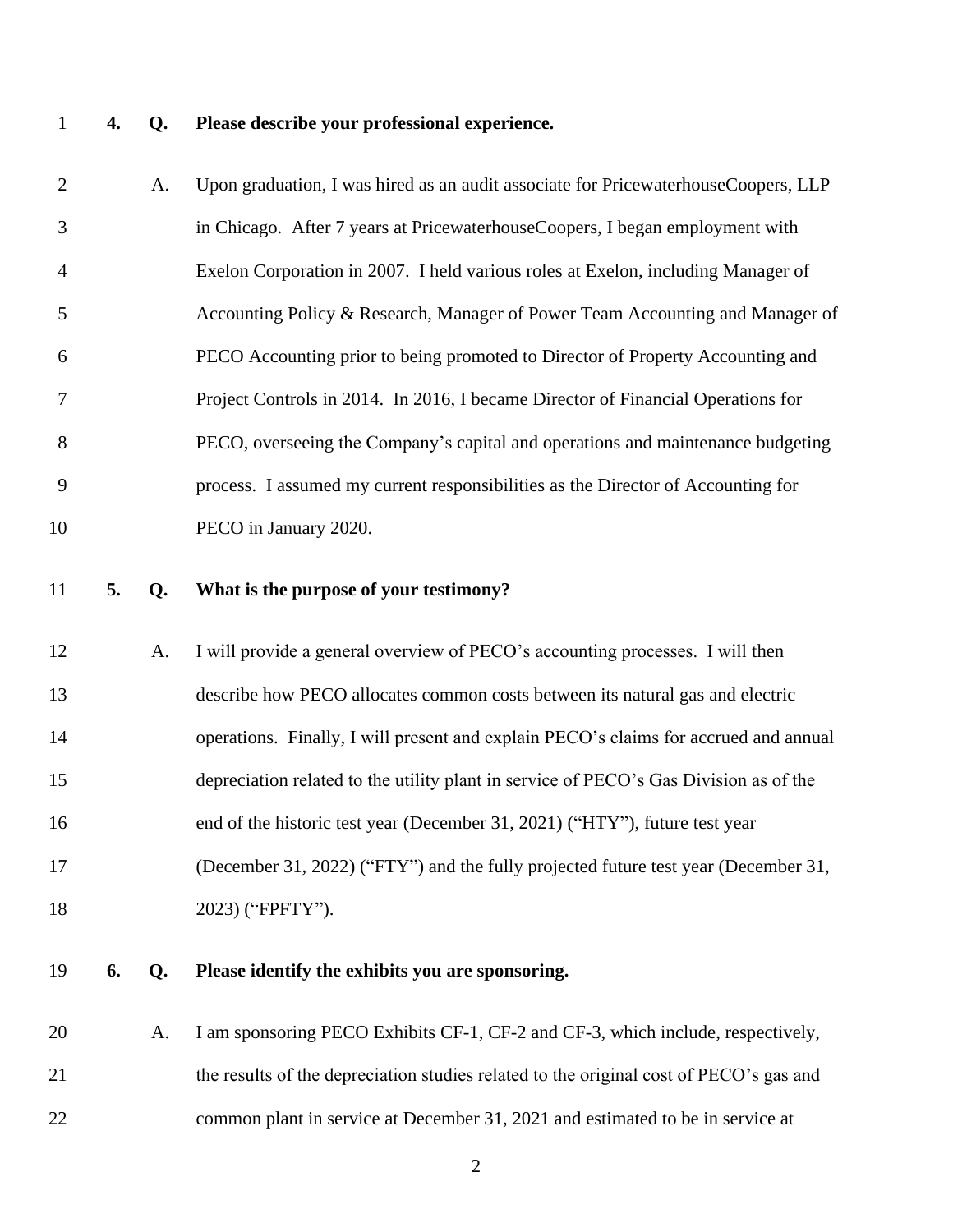**4. Q. Please describe your professional experience.**

A. Upon graduation, I was hired as an audit associate for PricewaterhouseCoopers, LLP in Chicago. After 7 years at PricewaterhouseCoopers, I began employment with Exelon Corporation in 2007. I held various roles at Exelon, including Manager of Accounting Policy & Research, Manager of Power Team Accounting and Manager of PECO Accounting prior to being promoted to Director of Property Accounting and Project Controls in 2014. In 2016, I became Director of Financial Operations for PECO, overseeing the Company's capital and operations and maintenance budgeting process. I assumed my current responsibilities as the Director of Accounting for PECO in January 2020.

**5. Q. What is the purpose of your testimony?**

A. I will provide a general overview of PECO's accounting processes. I will then describe how PECO allocates common costs between its natural gas and electric operations. Finally, I will present and explain PECO's claims for accrued and annual depreciation related to the utility plant in service of PECO's Gas Division as of the end of the historic test year (December 31, 2021) ("HTY"), future test year (December 31, 2022) ("FTY") and the fully projected future test year (December 31, 2023) ("FPFTY").

**6. Q. Please identify the exhibits you are sponsoring.**

A. I am sponsoring PECO Exhibits CF-1, CF-2 and CF-3, which include, respectively, the results of the depreciation studies related to the original cost of PECO's gas and common plant in service at December 31, 2021 and estimated to be in service at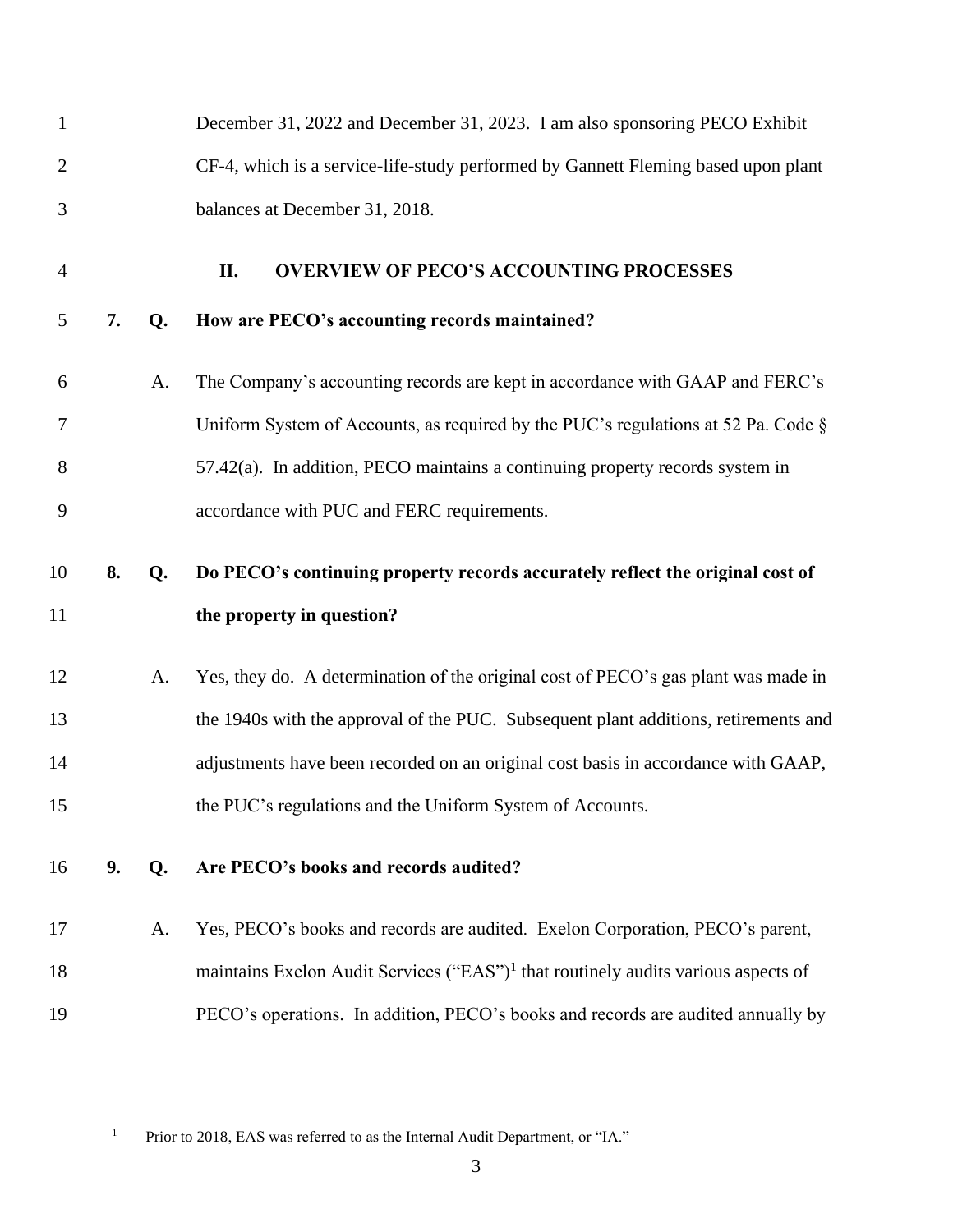December 31, 2022 and December 31, 2023. I am also sponsoring PECO Exhibit CF-4, which is a service-life-study performed by Gannett Fleming based upon plant balances at December 31, 2018.

## II. OVERVIEW OF PECO'S ACCOUNTING PROCESSES

**7. Q. How are PECO's accounting records maintained?**

A. The Company's accounting records are kept in accordance with GAAP and FERC's Uniform System of Accounts, as required by the PUC's regulations at 52 Pa. Code § 57.42(a). In addition, PECO maintains a continuing property records system in accordance with PUC and FERC requirements.

**8. Q. Do PECO's continuing property records accurately reflect the original cost of the property in question?**

A. Yes, they do. A determination of the original cost of PECO's gas plant was made in the 1940s with the approval of the PUC. Subsequent plant additions, retirements and adjustments have been recorded on an original cost basis in accordance with GAAP, the PUC's regulations and the Uniform System of Accounts.

**9. Q. Are PECO's books and records audited?**

A. Yes, PECO's books and records are audited. Exelon Corporation, PECO's parent, maintains Exelon Audit Services ("EAS")[1] that routinely audits various aspects of PECO's operations. In addition, PECO's books and records are audited annually by

---

[1] Prior to 2018, EAS was referred to as the Internal Audit Department, or "IA."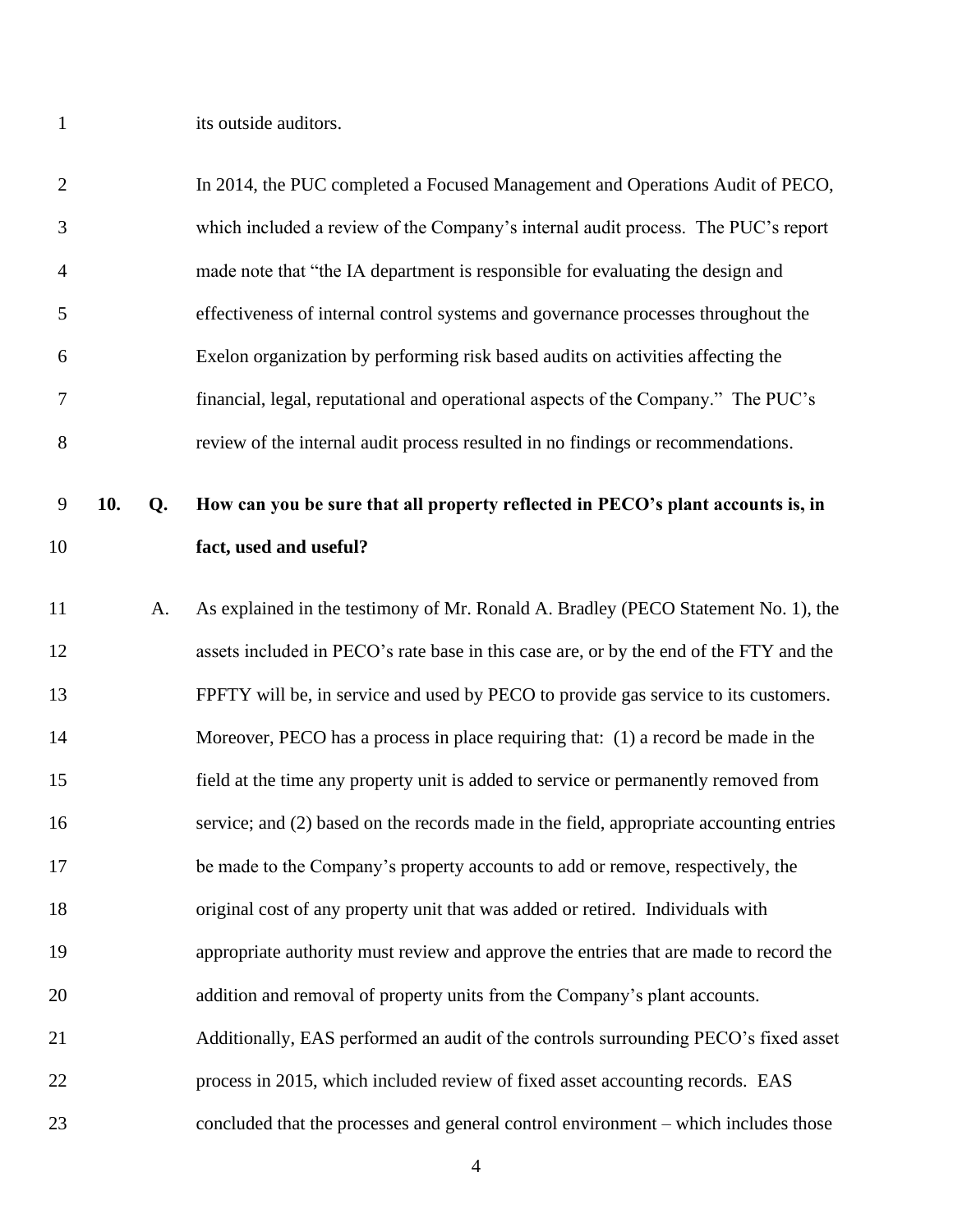its outside auditors.

In 2014, the PUC completed a Focused Management and Operations Audit of PECO, which included a review of the Company's internal audit process. The PUC's report made note that "the IA department is responsible for evaluating the design and effectiveness of internal control systems and governance processes throughout the Exelon organization by performing risk based audits on activities affecting the financial, legal, reputational and operational aspects of the Company." The PUC's review of the internal audit process resulted in no findings or recommendations.

**10. Q. How can you be sure that all property reflected in PECO's plant accounts is, in fact, used and useful?**

A. As explained in the testimony of Mr. Ronald A. Bradley (PECO Statement No. 1), the assets included in PECO's rate base in this case are, or by the end of the FTY and the FPFTY will be, in service and used by PECO to provide gas service to its customers. Moreover, PECO has a process in place requiring that: (1) a record be made in the field at the time any property unit is added to service or permanently removed from service; and (2) based on the records made in the field, appropriate accounting entries be made to the Company's property accounts to add or remove, respectively, the original cost of any property unit that was added or retired. Individuals with appropriate authority must review and approve the entries that are made to record the addition and removal of property units from the Company's plant accounts. Additionally, EAS performed an audit of the controls surrounding PECO's fixed asset process in 2015, which included review of fixed asset accounting records. EAS concluded that the processes and general control environment – which includes those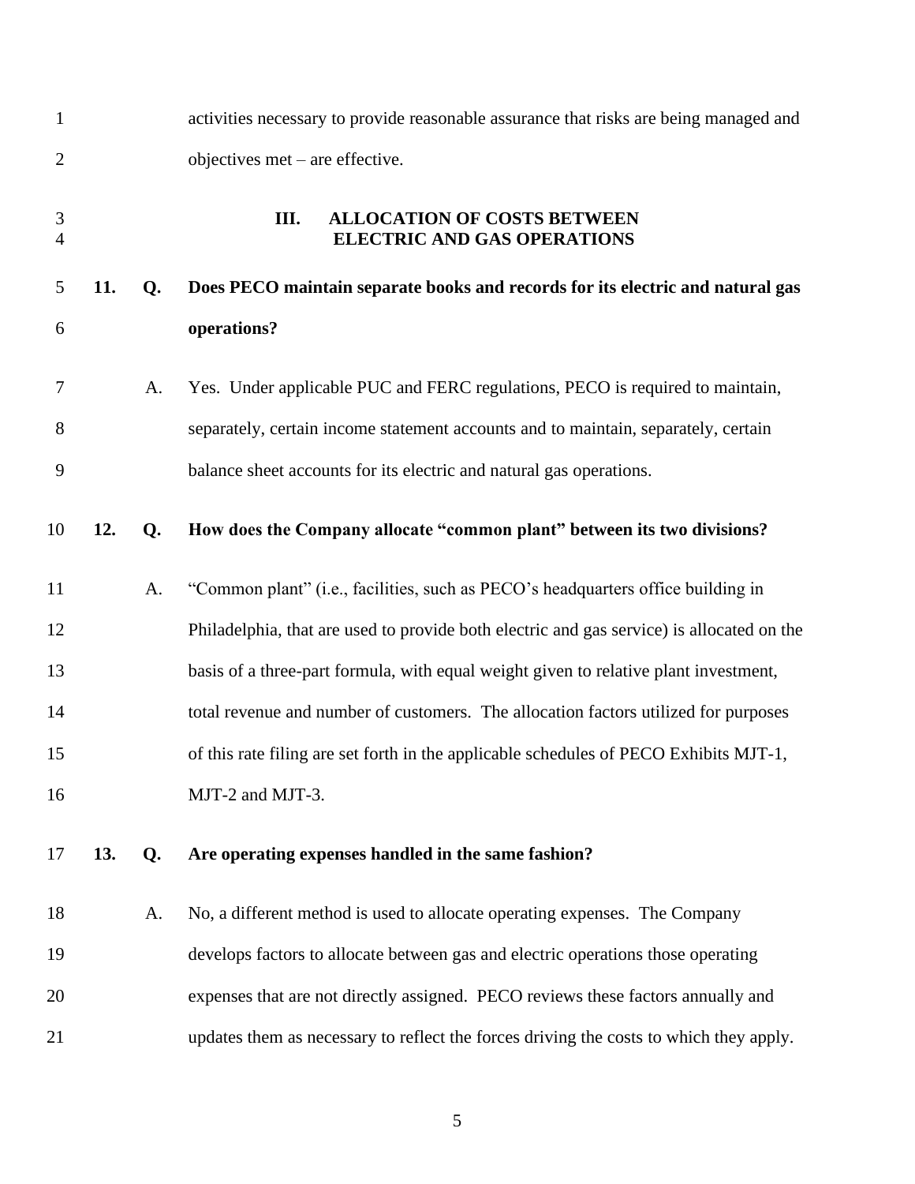activities necessary to provide reasonable assurance that risks are being managed and objectives met – are effective.

## III. ALLOCATION OF COSTS BETWEEN ELECTRIC AND GAS OPERATIONS

**11. Q. Does PECO maintain separate books and records for its electric and natural gas operations?**

A. Yes. Under applicable PUC and FERC regulations, PECO is required to maintain, separately, certain income statement accounts and to maintain, separately, certain balance sheet accounts for its electric and natural gas operations.

**12. Q. How does the Company allocate "common plant" between its two divisions?**

A. "Common plant" (i.e., facilities, such as PECO's headquarters office building in Philadelphia, that are used to provide both electric and gas service) is allocated on the basis of a three-part formula, with equal weight given to relative plant investment, total revenue and number of customers. The allocation factors utilized for purposes of this rate filing are set forth in the applicable schedules of PECO Exhibits MJT-1, MJT-2 and MJT-3.

**13. Q. Are operating expenses handled in the same fashion?**

A. No, a different method is used to allocate operating expenses. The Company develops factors to allocate between gas and electric operations those operating expenses that are not directly assigned. PECO reviews these factors annually and updates them as necessary to reflect the forces driving the costs to which they apply.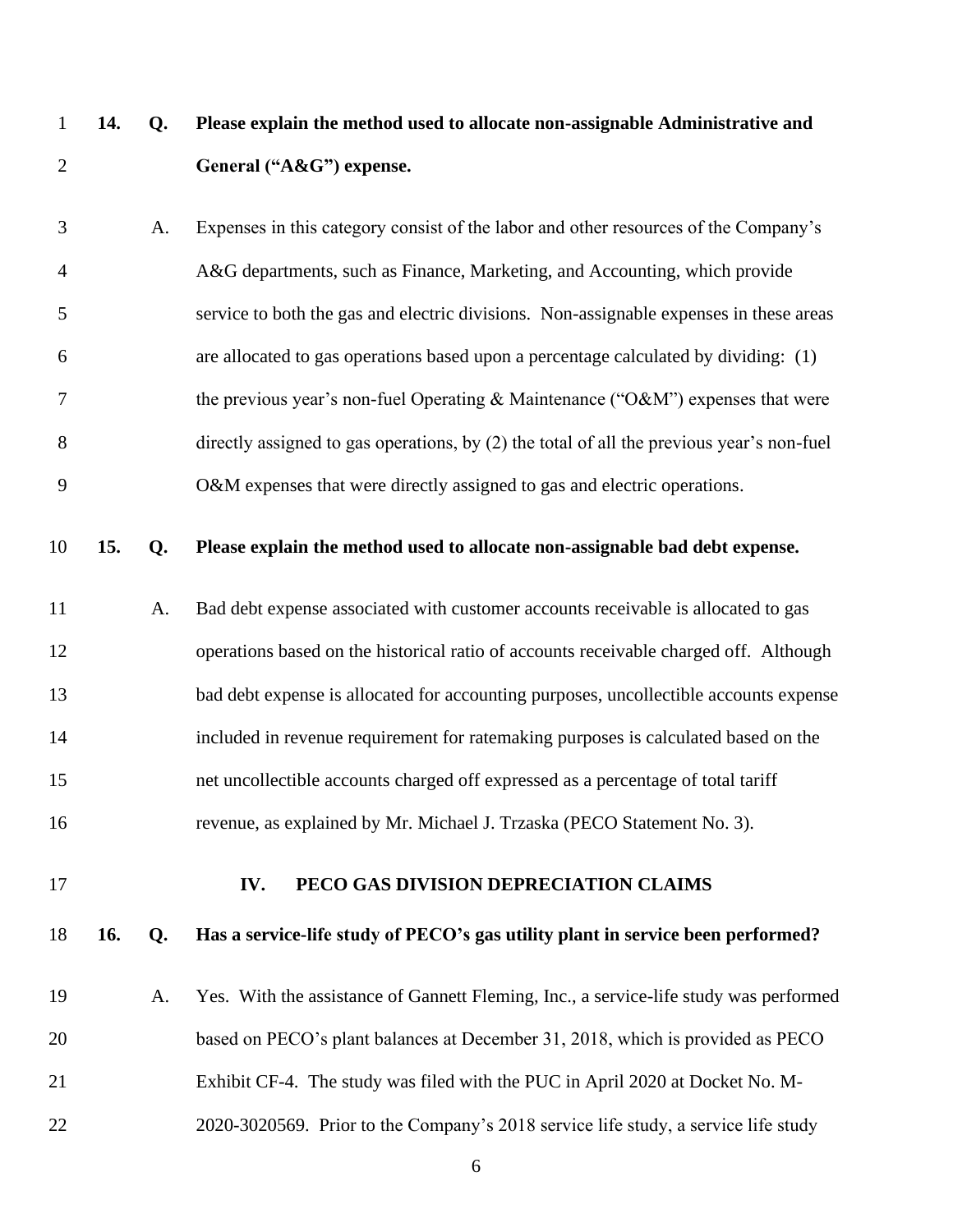**14. Q. Please explain the method used to allocate non-assignable Administrative and General ("A&G") expense.**

A. Expenses in this category consist of the labor and other resources of the Company's A&G departments, such as Finance, Marketing, and Accounting, which provide service to both the gas and electric divisions. Non-assignable expenses in these areas are allocated to gas operations based upon a percentage calculated by dividing: (1) the previous year's non-fuel Operating & Maintenance ("O&M") expenses that were directly assigned to gas operations, by (2) the total of all the previous year's non-fuel O&M expenses that were directly assigned to gas and electric operations.

**15. Q. Please explain the method used to allocate non-assignable bad debt expense.**

A. Bad debt expense associated with customer accounts receivable is allocated to gas operations based on the historical ratio of accounts receivable charged off. Although bad debt expense is allocated for accounting purposes, uncollectible accounts expense included in revenue requirement for ratemaking purposes is calculated based on the net uncollectible accounts charged off expressed as a percentage of total tariff revenue, as explained by Mr. Michael J. Trzaska (PECO Statement No. 3).

## IV. PECO GAS DIVISION DEPRECIATION CLAIMS

**16. Q. Has a service-life study of PECO's gas utility plant in service been performed?**

A. Yes. With the assistance of Gannett Fleming, Inc., a service-life study was performed based on PECO's plant balances at December 31, 2018, which is provided as PECO Exhibit CF-4. The study was filed with the PUC in April 2020 at Docket No. M-2020-3020569. Prior to the Company's 2018 service life study, a service life study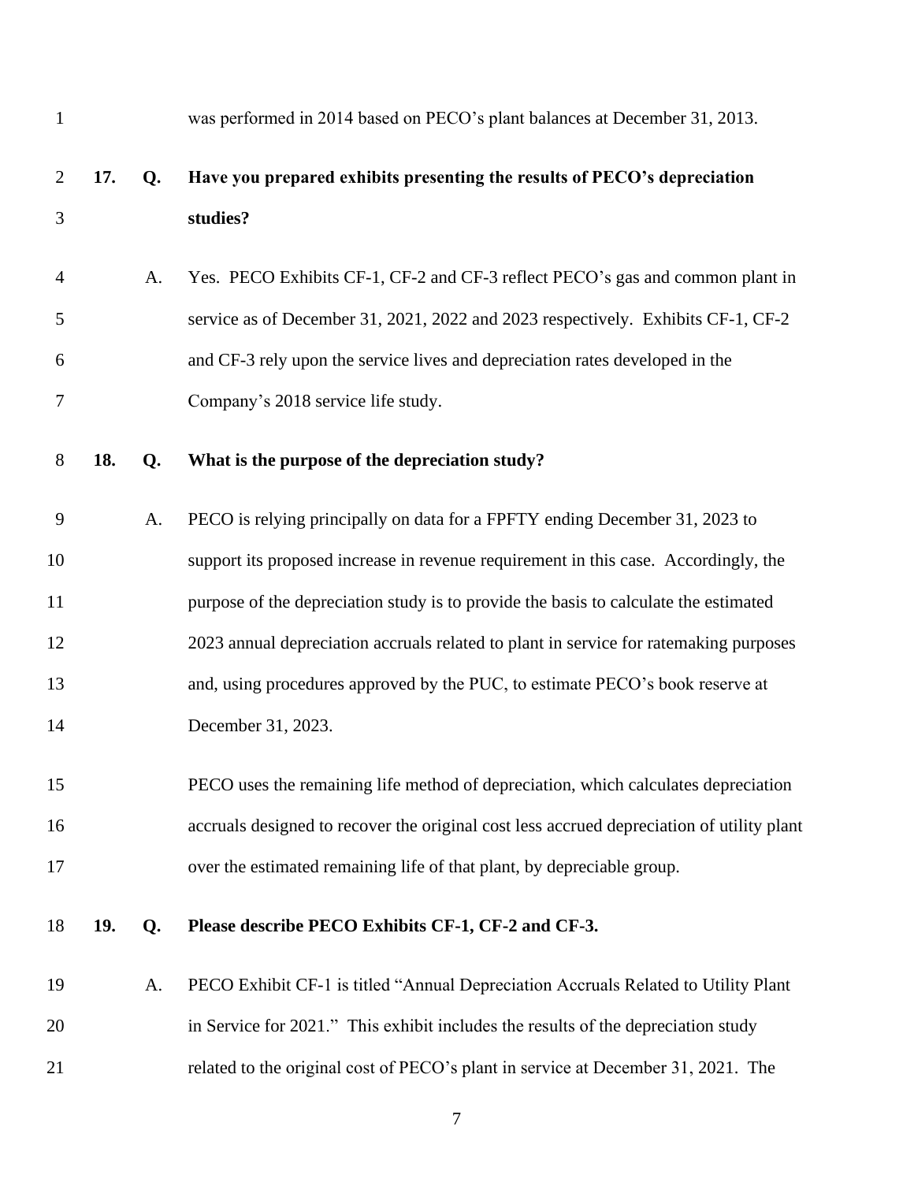was performed in 2014 based on PECO's plant balances at December 31, 2013.

**17. Q. Have you prepared exhibits presenting the results of PECO's depreciation studies?**

A. Yes. PECO Exhibits CF-1, CF-2 and CF-3 reflect PECO's gas and common plant in service as of December 31, 2021, 2022 and 2023 respectively. Exhibits CF-1, CF-2 and CF-3 rely upon the service lives and depreciation rates developed in the Company's 2018 service life study.

**18. Q. What is the purpose of the depreciation study?**

A. PECO is relying principally on data for a FPFTY ending December 31, 2023 to support its proposed increase in revenue requirement in this case. Accordingly, the purpose of the depreciation study is to provide the basis to calculate the estimated 2023 annual depreciation accruals related to plant in service for ratemaking purposes and, using procedures approved by the PUC, to estimate PECO's book reserve at December 31, 2023.

PECO uses the remaining life method of depreciation, which calculates depreciation accruals designed to recover the original cost less accrued depreciation of utility plant over the estimated remaining life of that plant, by depreciable group.

**19. Q. Please describe PECO Exhibits CF-1, CF-2 and CF-3.**

A. PECO Exhibit CF-1 is titled "Annual Depreciation Accruals Related to Utility Plant in Service for 2021." This exhibit includes the results of the depreciation study related to the original cost of PECO's plant in service at December 31, 2021. The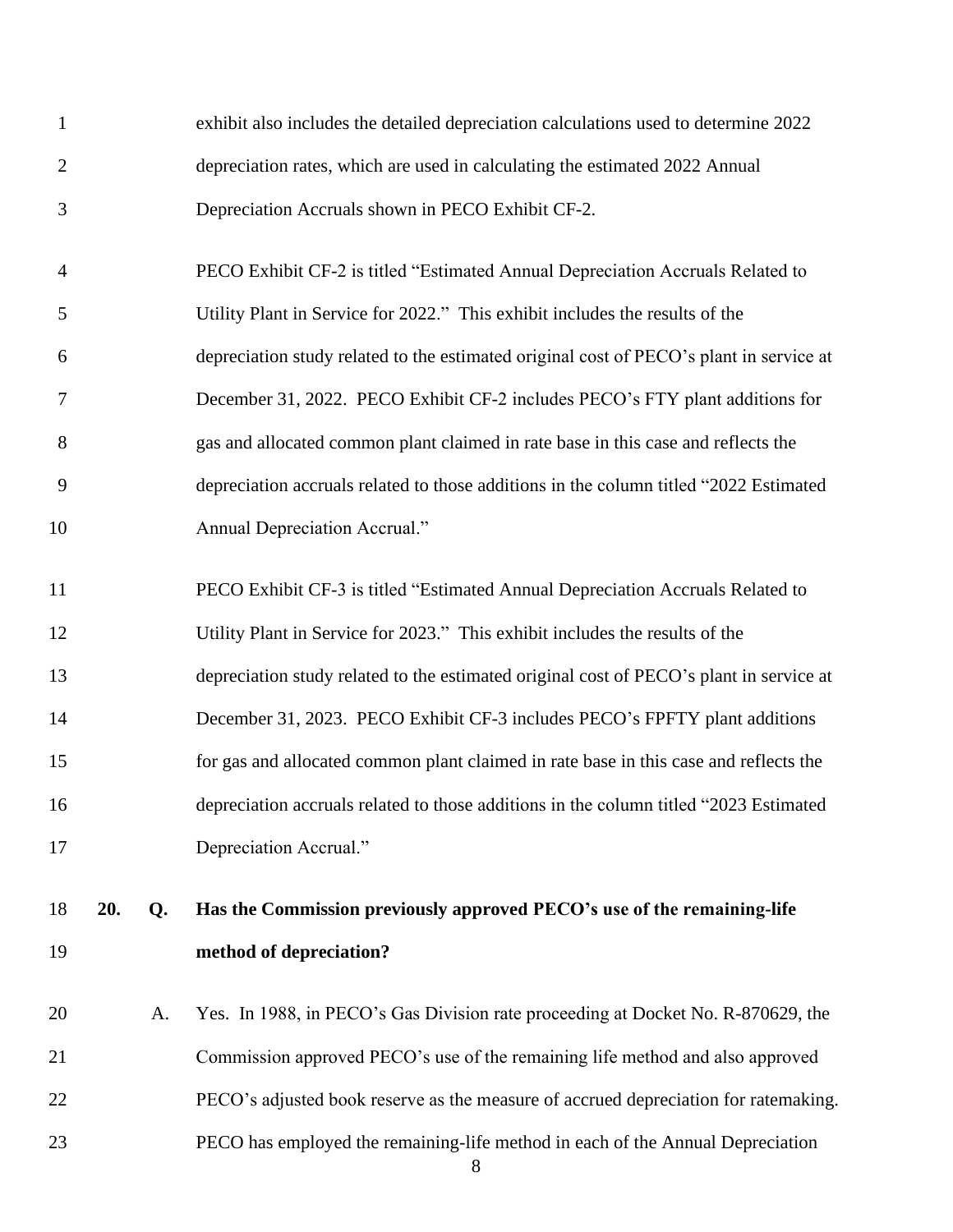exhibit also includes the detailed depreciation calculations used to determine 2022 depreciation rates, which are used in calculating the estimated 2022 Annual Depreciation Accruals shown in PECO Exhibit CF-2.

PECO Exhibit CF-2 is titled "Estimated Annual Depreciation Accruals Related to Utility Plant in Service for 2022." This exhibit includes the results of the depreciation study related to the estimated original cost of PECO's plant in service at December 31, 2022. PECO Exhibit CF-2 includes PECO's FTY plant additions for gas and allocated common plant claimed in rate base in this case and reflects the depreciation accruals related to those additions in the column titled "2022 Estimated Annual Depreciation Accrual."

PECO Exhibit CF-3 is titled "Estimated Annual Depreciation Accruals Related to Utility Plant in Service for 2023." This exhibit includes the results of the depreciation study related to the estimated original cost of PECO's plant in service at December 31, 2023. PECO Exhibit CF-3 includes PECO's FPFTY plant additions for gas and allocated common plant claimed in rate base in this case and reflects the depreciation accruals related to those additions in the column titled "2023 Estimated Depreciation Accrual."

**20. Q. Has the Commission previously approved PECO's use of the remaining-life method of depreciation?**

A. Yes. In 1988, in PECO's Gas Division rate proceeding at Docket No. R-870629, the Commission approved PECO's use of the remaining life method and also approved PECO's adjusted book reserve as the measure of accrued depreciation for ratemaking. PECO has employed the remaining-life method in each of the Annual Depreciation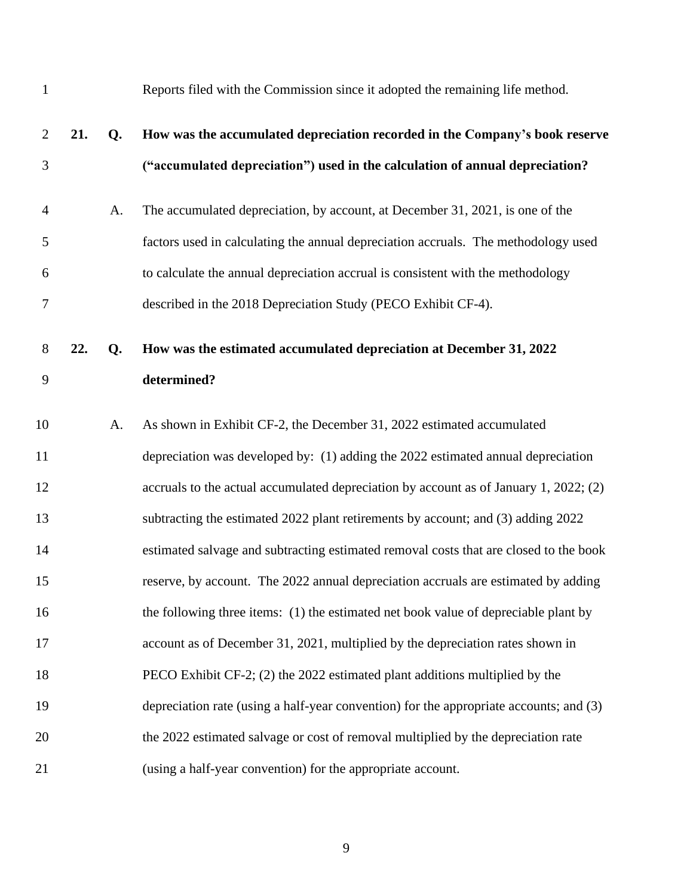Reports filed with the Commission since it adopted the remaining life method.

**21. Q. How was the accumulated depreciation recorded in the Company's book reserve ("accumulated depreciation") used in the calculation of annual depreciation?**

A. The accumulated depreciation, by account, at December 31, 2021, is one of the factors used in calculating the annual depreciation accruals. The methodology used to calculate the annual depreciation accrual is consistent with the methodology described in the 2018 Depreciation Study (PECO Exhibit CF-4).

**22. Q. How was the estimated accumulated depreciation at December 31, 2022 determined?**

A. As shown in Exhibit CF-2, the December 31, 2022 estimated accumulated depreciation was developed by: (1) adding the 2022 estimated annual depreciation accruals to the actual accumulated depreciation by account as of January 1, 2022; (2) subtracting the estimated 2022 plant retirements by account; and (3) adding 2022 estimated salvage and subtracting estimated removal costs that are closed to the book reserve, by account. The 2022 annual depreciation accruals are estimated by adding the following three items: (1) the estimated net book value of depreciable plant by account as of December 31, 2021, multiplied by the depreciation rates shown in PECO Exhibit CF-2; (2) the 2022 estimated plant additions multiplied by the depreciation rate (using a half-year convention) for the appropriate accounts; and (3) the 2022 estimated salvage or cost of removal multiplied by the depreciation rate (using a half-year convention) for the appropriate account.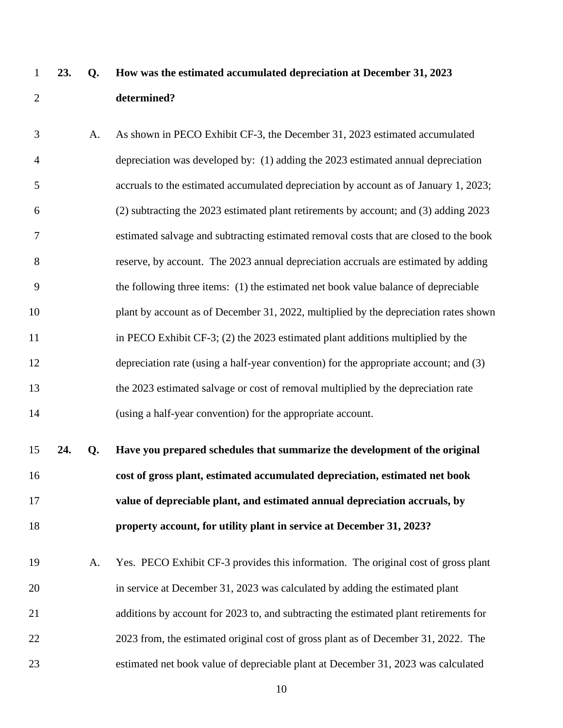**23. Q. How was the estimated accumulated depreciation at December 31, 2023 determined?**

A. As shown in PECO Exhibit CF-3, the December 31, 2023 estimated accumulated depreciation was developed by: (1) adding the 2023 estimated annual depreciation accruals to the estimated accumulated depreciation by account as of January 1, 2023; (2) subtracting the 2023 estimated plant retirements by account; and (3) adding 2023 estimated salvage and subtracting estimated removal costs that are closed to the book reserve, by account. The 2023 annual depreciation accruals are estimated by adding the following three items: (1) the estimated net book value balance of depreciable plant by account as of December 31, 2022, multiplied by the depreciation rates shown in PECO Exhibit CF-3; (2) the 2023 estimated plant additions multiplied by the depreciation rate (using a half-year convention) for the appropriate account; and (3) the 2023 estimated salvage or cost of removal multiplied by the depreciation rate (using a half-year convention) for the appropriate account.

**24. Q. Have you prepared schedules that summarize the development of the original cost of gross plant, estimated accumulated depreciation, estimated net book value of depreciable plant, and estimated annual depreciation accruals, by property account, for utility plant in service at December 31, 2023?**

A. Yes. PECO Exhibit CF-3 provides this information. The original cost of gross plant in service at December 31, 2023 was calculated by adding the estimated plant additions by account for 2023 to, and subtracting the estimated plant retirements for 2023 from, the estimated original cost of gross plant as of December 31, 2022. The estimated net book value of depreciable plant at December 31, 2023 was calculated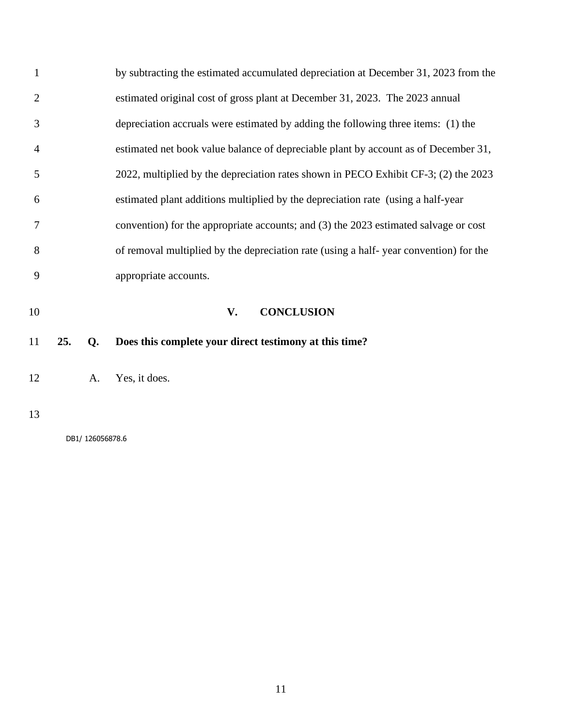by subtracting the estimated accumulated depreciation at December 31, 2023 from the estimated original cost of gross plant at December 31, 2023. The 2023 annual depreciation accruals were estimated by adding the following three items: (1) the estimated net book value balance of depreciable plant by account as of December 31, 2022, multiplied by the depreciation rates shown in PECO Exhibit CF-3; (2) the 2023 estimated plant additions multiplied by the depreciation rate (using a half-year convention) for the appropriate accounts; and (3) the 2023 estimated salvage or cost of removal multiplied by the depreciation rate (using a half- year convention) for the appropriate accounts.

## V. CONCLUSION

**25. Q. Does this complete your direct testimony at this time?**

A. Yes, it does.

DB1/ 126056878.6